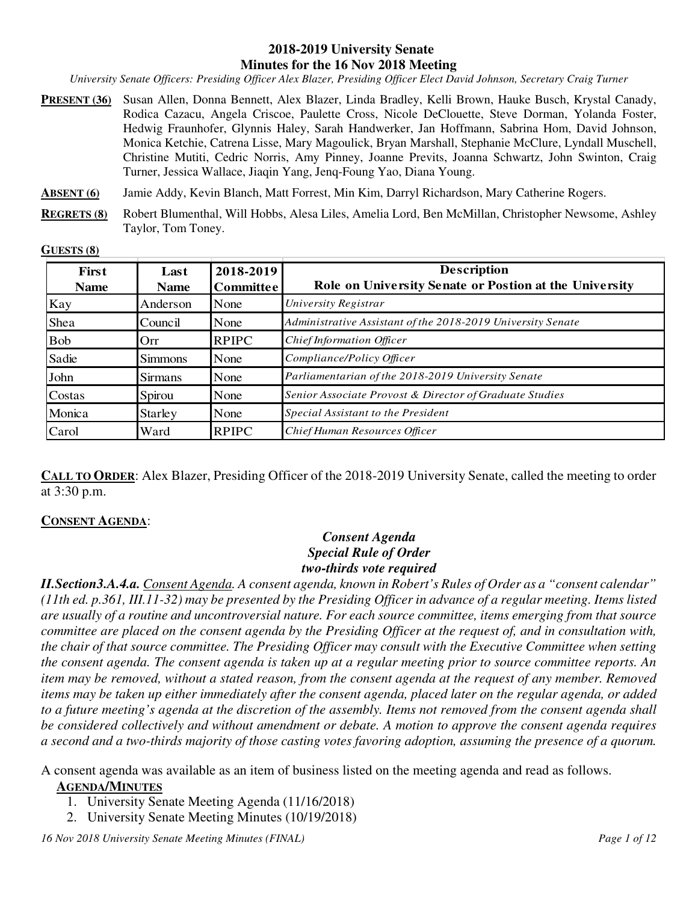# 2018-2019 University Senate
## Minutes for the 16 Nov 2018 Meeting

*University Senate Officers: Presiding Officer Alex Blazer, Presiding Officer Elect David Johnson, Secretary Craig Turner*

**PRESENT (36)** Susan Allen, Donna Bennett, Alex Blazer, Linda Bradley, Kelli Brown, Hauke Busch, Krystal Canady, Rodica Cazacu, Angela Criscoe, Paulette Cross, Nicole DeClouette, Steve Dorman, Yolanda Foster, Hedwig Fraunhofer, Glynnis Haley, Sarah Handwerker, Jan Hoffmann, Sabrina Hom, David Johnson, Monica Ketchie, Catrena Lisse, Mary Magoulick, Bryan Marshall, Stephanie McClure, Lyndall Muschell, Christine Mutiti, Cedric Norris, Amy Pinney, Joanne Previts, Joanna Schwartz, John Swinton, Craig Turner, Jessica Wallace, Jiaqin Yang, Jenq-Foung Yao, Diana Young.

**ABSENT (6)** Jamie Addy, Kevin Blanch, Matt Forrest, Min Kim, Darryl Richardson, Mary Catherine Rogers.

**REGRETS (8)** Robert Blumenthal, Will Hobbs, Alesa Liles, Amelia Lord, Ben McMillan, Christopher Newsome, Ashley Taylor, Tom Toney.

**GUESTS (8)**

| First Name | Last Name | 2018-2019 Committee | Description<br>Role on University Senate or Postion at the University |
|---|---|---|---|
| Kay | Anderson | None | *University Registrar* |
| Shea | Council | None | *Administrative Assistant of the 2018-2019 University Senate* |
| Bob | Orr | RPIPC | *Chief Information Officer* |
| Sadie | Simmons | None | *Compliance/Policy Officer* |
| John | Sirmans | None | *Parliamentarian of the 2018-2019 University Senate* |
| Costas | Spirou | None | *Senior Associate Provost & Director of Graduate Studies* |
| Monica | Starley | None | *Special Assistant to the President* |
| Carol | Ward | RPIPC | *Chief Human Resources Officer* |

**CALL TO ORDER**: Alex Blazer, Presiding Officer of the 2018-2019 University Senate, called the meeting to order at 3:30 p.m.

**CONSENT AGENDA**:

***Consent Agenda***
***Special Rule of Order***
***two-thirds vote required***

***II.Section3.A.4.a.** Consent Agenda. A consent agenda, known in Robert's Rules of Order as a "consent calendar" (11th ed. p.361, III.11-32) may be presented by the Presiding Officer in advance of a regular meeting. Items listed are usually of a routine and uncontroversial nature. For each source committee, items emerging from that source committee are placed on the consent agenda by the Presiding Officer at the request of, and in consultation with, the chair of that source committee. The Presiding Officer may consult with the Executive Committee when setting the consent agenda. The consent agenda is taken up at a regular meeting prior to source committee reports. An item may be removed, without a stated reason, from the consent agenda at the request of any member. Removed items may be taken up either immediately after the consent agenda, placed later on the regular agenda, or added to a future meeting's agenda at the discretion of the assembly. Items not removed from the consent agenda shall be considered collectively and without amendment or debate. A motion to approve the consent agenda requires a second and a two-thirds majority of those casting votes favoring adoption, assuming the presence of a quorum.*

A consent agenda was available as an item of business listed on the meeting agenda and read as follows.

**AGENDA/MINUTES**

1. University Senate Meeting Agenda (11/16/2018)
2. University Senate Meeting Minutes (10/19/2018)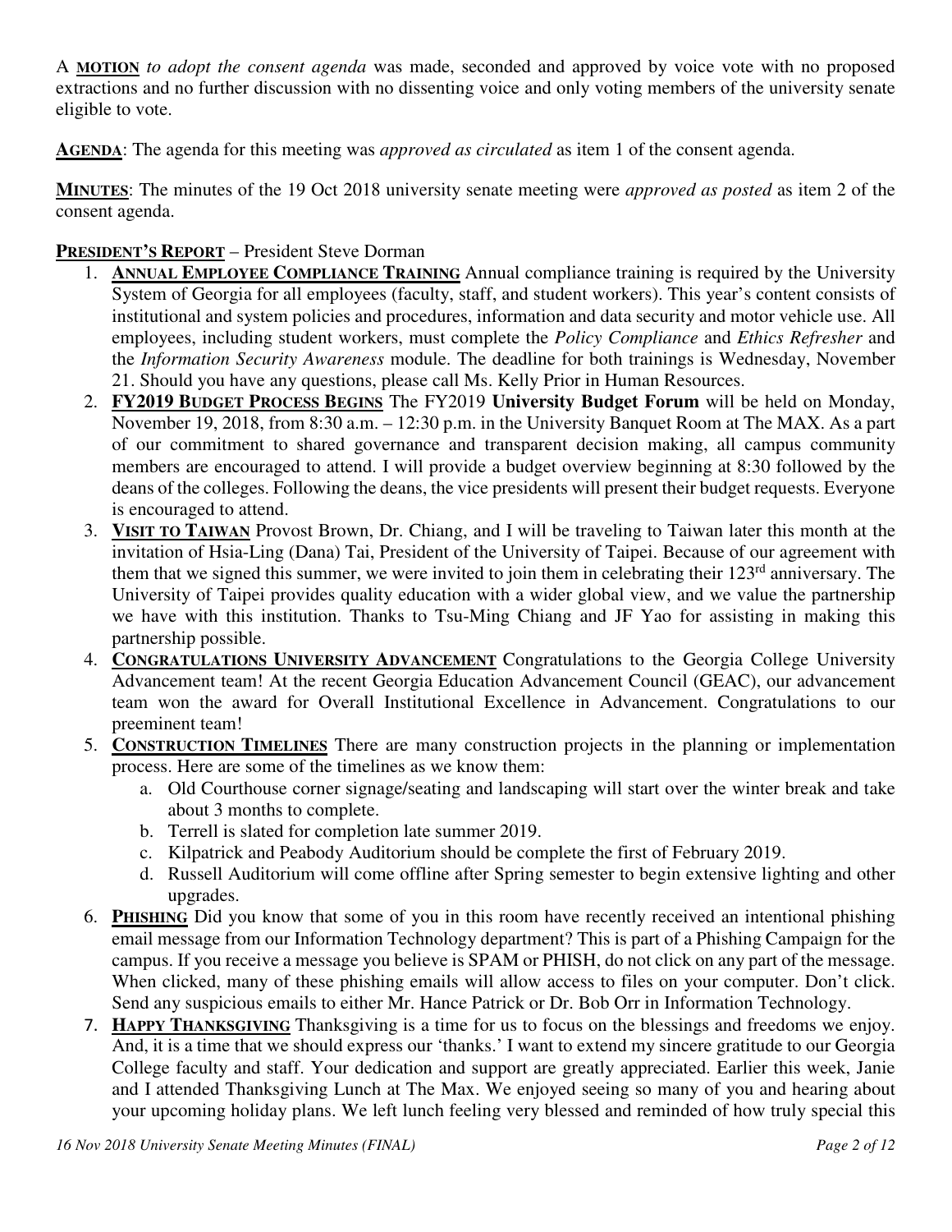A **MOTION** *to adopt the consent agenda* was made, seconded and approved by voice vote with no proposed extractions and no further discussion with no dissenting voice and only voting members of the university senate eligible to vote.

**AGENDA**: The agenda for this meeting was *approved as circulated* as item 1 of the consent agenda.

**MINUTES**: The minutes of the 19 Oct 2018 university senate meeting were *approved as posted* as item 2 of the consent agenda.

**PRESIDENT'S REPORT** – President Steve Dorman

1. **ANNUAL EMPLOYEE COMPLIANCE TRAINING** Annual compliance training is required by the University System of Georgia for all employees (faculty, staff, and student workers). This year's content consists of institutional and system policies and procedures, information and data security and motor vehicle use. All employees, including student workers, must complete the *Policy Compliance* and *Ethics Refresher* and the *Information Security Awareness* module. The deadline for both trainings is Wednesday, November 21. Should you have any questions, please call Ms. Kelly Prior in Human Resources.
2. **FY2019 BUDGET PROCESS BEGINS** The FY2019 **University Budget Forum** will be held on Monday, November 19, 2018, from 8:30 a.m. – 12:30 p.m. in the University Banquet Room at The MAX. As a part of our commitment to shared governance and transparent decision making, all campus community members are encouraged to attend. I will provide a budget overview beginning at 8:30 followed by the deans of the colleges. Following the deans, the vice presidents will present their budget requests. Everyone is encouraged to attend.
3. **VISIT TO TAIWAN** Provost Brown, Dr. Chiang, and I will be traveling to Taiwan later this month at the invitation of Hsia-Ling (Dana) Tai, President of the University of Taipei. Because of our agreement with them that we signed this summer, we were invited to join them in celebrating their 123rd anniversary. The University of Taipei provides quality education with a wider global view, and we value the partnership we have with this institution. Thanks to Tsu-Ming Chiang and JF Yao for assisting in making this partnership possible.
4. **CONGRATULATIONS UNIVERSITY ADVANCEMENT** Congratulations to the Georgia College University Advancement team! At the recent Georgia Education Advancement Council (GEAC), our advancement team won the award for Overall Institutional Excellence in Advancement. Congratulations to our preeminent team!
5. **CONSTRUCTION TIMELINES** There are many construction projects in the planning or implementation process. Here are some of the timelines as we know them:
   a. Old Courthouse corner signage/seating and landscaping will start over the winter break and take about 3 months to complete.
   b. Terrell is slated for completion late summer 2019.
   c. Kilpatrick and Peabody Auditorium should be complete the first of February 2019.
   d. Russell Auditorium will come offline after Spring semester to begin extensive lighting and other upgrades.
6. **PHISHING** Did you know that some of you in this room have recently received an intentional phishing email message from our Information Technology department? This is part of a Phishing Campaign for the campus. If you receive a message you believe is SPAM or PHISH, do not click on any part of the message. When clicked, many of these phishing emails will allow access to files on your computer. Don't click. Send any suspicious emails to either Mr. Hance Patrick or Dr. Bob Orr in Information Technology.
7. **HAPPY THANKSGIVING** Thanksgiving is a time for us to focus on the blessings and freedoms we enjoy. And, it is a time that we should express our 'thanks.' I want to extend my sincere gratitude to our Georgia College faculty and staff. Your dedication and support are greatly appreciated. Earlier this week, Janie and I attended Thanksgiving Lunch at The Max. We enjoyed seeing so many of you and hearing about your upcoming holiday plans. We left lunch feeling very blessed and reminded of how truly special this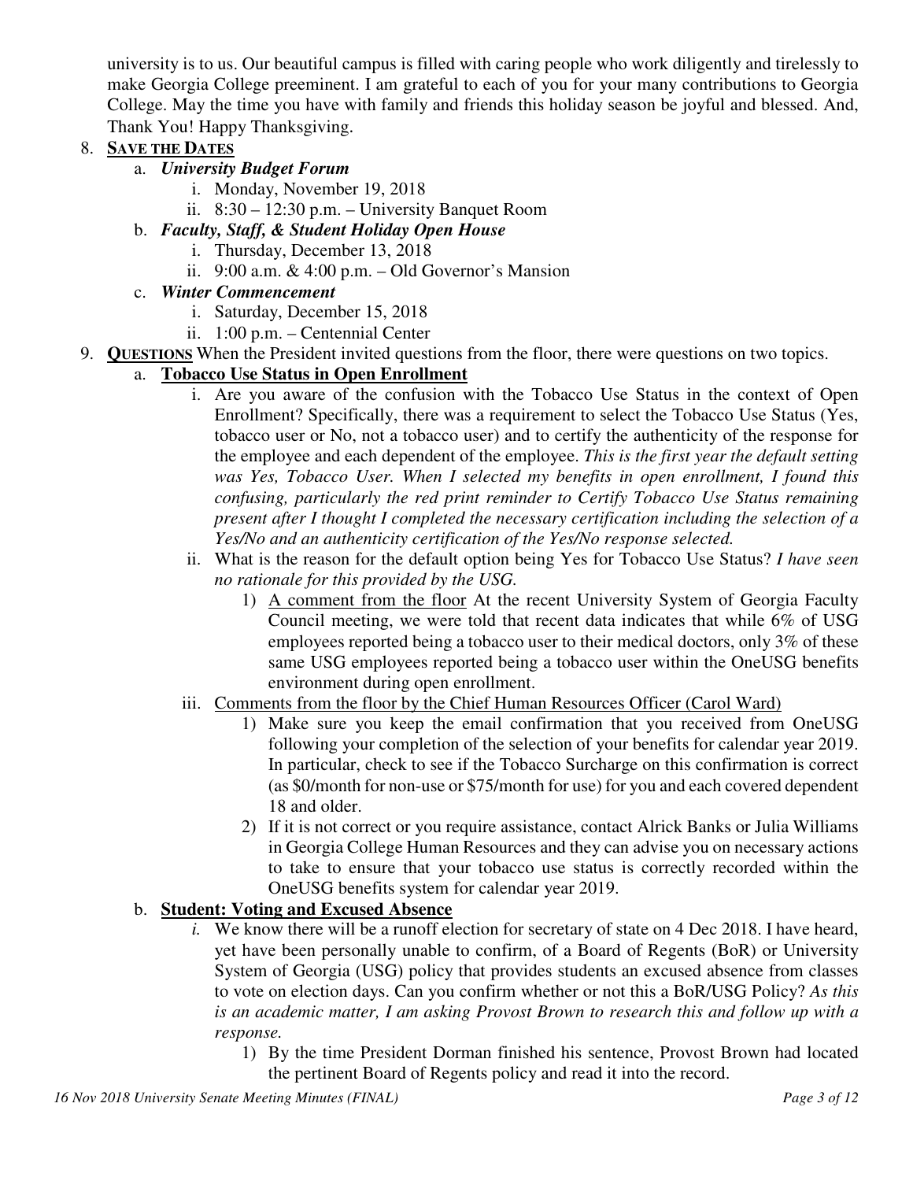university is to us. Our beautiful campus is filled with caring people who work diligently and tirelessly to make Georgia College preeminent. I am grateful to each of you for your many contributions to Georgia College. May the time you have with family and friends this holiday season be joyful and blessed. And, Thank You! Happy Thanksgiving.

8. **SAVE THE DATES**
   a. ***University Budget Forum***
      i. Monday, November 19, 2018
      ii. 8:30 – 12:30 p.m. – University Banquet Room
   b. ***Faculty, Staff, & Student Holiday Open House***
      i. Thursday, December 13, 2018
      ii. 9:00 a.m. & 4:00 p.m. – Old Governor's Mansion
   c. ***Winter Commencement***
      i. Saturday, December 15, 2018
      ii. 1:00 p.m. – Centennial Center
9. **QUESTIONS** When the President invited questions from the floor, there were questions on two topics.
   a. **Tobacco Use Status in Open Enrollment**
      i. Are you aware of the confusion with the Tobacco Use Status in the context of Open Enrollment? Specifically, there was a requirement to select the Tobacco Use Status (Yes, tobacco user or No, not a tobacco user) and to certify the authenticity of the response for the employee and each dependent of the employee. *This is the first year the default setting was Yes, Tobacco User. When I selected my benefits in open enrollment, I found this confusing, particularly the red print reminder to Certify Tobacco Use Status remaining present after I thought I completed the necessary certification including the selection of a Yes/No and an authenticity certification of the Yes/No response selected.*
      ii. What is the reason for the default option being Yes for Tobacco Use Status? *I have seen no rationale for this provided by the USG.*
         1) A comment from the floor At the recent University System of Georgia Faculty Council meeting, we were told that recent data indicates that while 6% of USG employees reported being a tobacco user to their medical doctors, only 3% of these same USG employees reported being a tobacco user within the OneUSG benefits environment during open enrollment.
      iii. Comments from the floor by the Chief Human Resources Officer (Carol Ward)
         1) Make sure you keep the email confirmation that you received from OneUSG following your completion of the selection of your benefits for calendar year 2019. In particular, check to see if the Tobacco Surcharge on this confirmation is correct (as $0/month for non-use or $75/month for use) for you and each covered dependent 18 and older.
         2) If it is not correct or you require assistance, contact Alrick Banks or Julia Williams in Georgia College Human Resources and they can advise you on necessary actions to take to ensure that your tobacco use status is correctly recorded within the OneUSG benefits system for calendar year 2019.
   b. **Student: Voting and Excused Absence**
      *i.* We know there will be a runoff election for secretary of state on 4 Dec 2018. I have heard, yet have been personally unable to confirm, of a Board of Regents (BoR) or University System of Georgia (USG) policy that provides students an excused absence from classes to vote on election days. Can you confirm whether or not this a BoR/USG Policy? *As this is an academic matter, I am asking Provost Brown to research this and follow up with a response.*
         1) By the time President Dorman finished his sentence, Provost Brown had located the pertinent Board of Regents policy and read it into the record.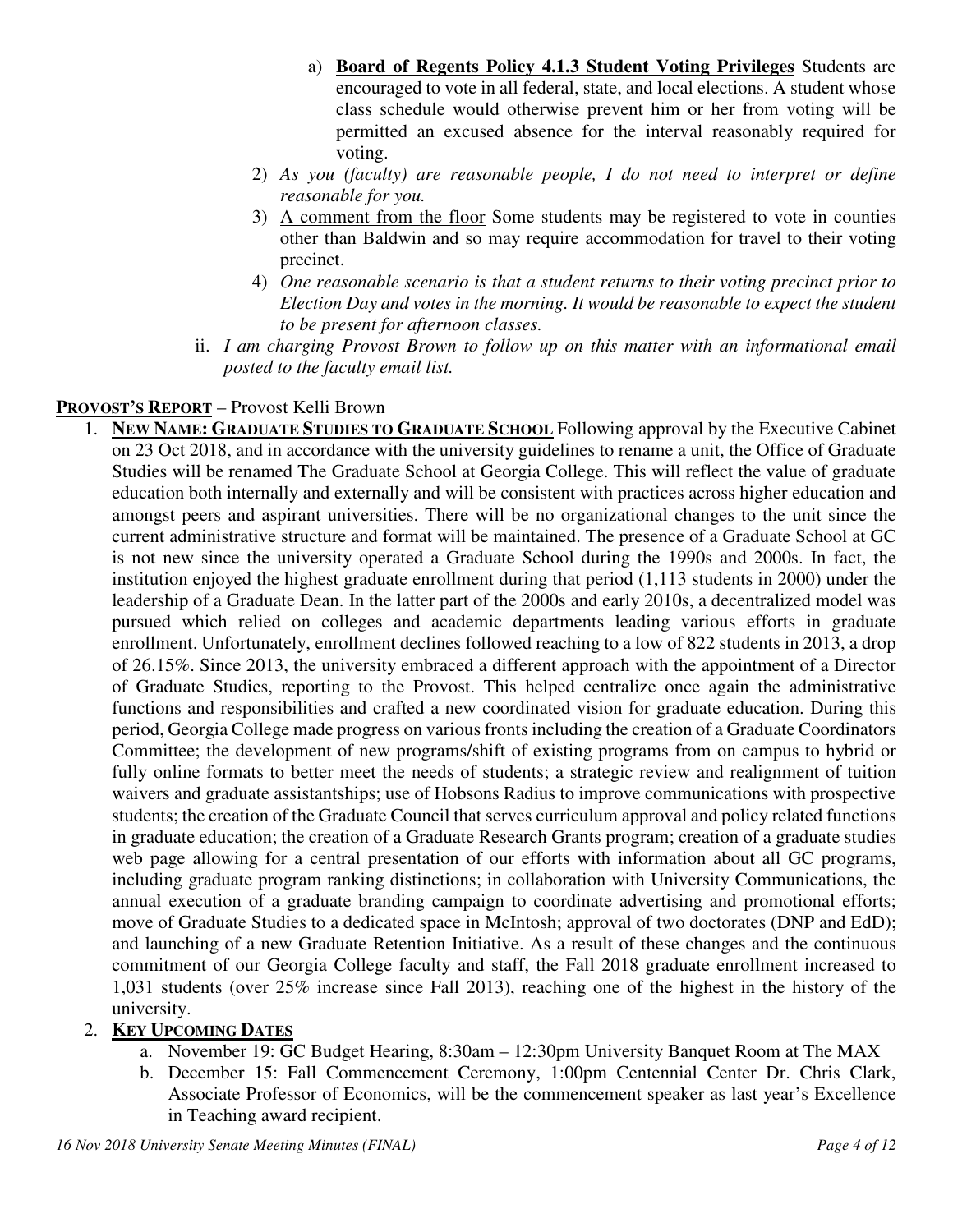a) **<u>Board of Regents Policy 4.1.3 Student Voting Privileges</u>** Students are encouraged to vote in all federal, state, and local elections. A student whose class schedule would otherwise prevent him or her from voting will be permitted an excused absence for the interval reasonably required for voting.

2) *As you (faculty) are reasonable people, I do not need to interpret or define reasonable for you.*

3) <u>A comment from the floor</u> Some students may be registered to vote in counties other than Baldwin and so may require accommodation for travel to their voting precinct.

4) *One reasonable scenario is that a student returns to their voting precinct prior to Election Day and votes in the morning. It would be reasonable to expect the student to be present for afternoon classes.*

ii. *I am charging Provost Brown to follow up on this matter with an informational email posted to the faculty email list.*

**<u>PROVOST'S REPORT</u>** – Provost Kelli Brown

1. **<u>NEW NAME: GRADUATE STUDIES TO GRADUATE SCHOOL</u>** Following approval by the Executive Cabinet on 23 Oct 2018, and in accordance with the university guidelines to rename a unit, the Office of Graduate Studies will be renamed The Graduate School at Georgia College. This will reflect the value of graduate education both internally and externally and will be consistent with practices across higher education and amongst peers and aspirant universities. There will be no organizational changes to the unit since the current administrative structure and format will be maintained. The presence of a Graduate School at GC is not new since the university operated a Graduate School during the 1990s and 2000s. In fact, the institution enjoyed the highest graduate enrollment during that period (1,113 students in 2000) under the leadership of a Graduate Dean. In the latter part of the 2000s and early 2010s, a decentralized model was pursued which relied on colleges and academic departments leading various efforts in graduate enrollment. Unfortunately, enrollment declines followed reaching to a low of 822 students in 2013, a drop of 26.15%. Since 2013, the university embraced a different approach with the appointment of a Director of Graduate Studies, reporting to the Provost. This helped centralize once again the administrative functions and responsibilities and crafted a new coordinated vision for graduate education. During this period, Georgia College made progress on various fronts including the creation of a Graduate Coordinators Committee; the development of new programs/shift of existing programs from on campus to hybrid or fully online formats to better meet the needs of students; a strategic review and realignment of tuition waivers and graduate assistantships; use of Hobsons Radius to improve communications with prospective students; the creation of the Graduate Council that serves curriculum approval and policy related functions in graduate education; the creation of a Graduate Research Grants program; creation of a graduate studies web page allowing for a central presentation of our efforts with information about all GC programs, including graduate program ranking distinctions; in collaboration with University Communications, the annual execution of a graduate branding campaign to coordinate advertising and promotional efforts; move of Graduate Studies to a dedicated space in McIntosh; approval of two doctorates (DNP and EdD); and launching of a new Graduate Retention Initiative. As a result of these changes and the continuous commitment of our Georgia College faculty and staff, the Fall 2018 graduate enrollment increased to 1,031 students (over 25% increase since Fall 2013), reaching one of the highest in the history of the university.

2. **<u>KEY UPCOMING DATES</u>**
   a. November 19: GC Budget Hearing, 8:30am – 12:30pm University Banquet Room at The MAX
   b. December 15: Fall Commencement Ceremony, 1:00pm Centennial Center Dr. Chris Clark, Associate Professor of Economics, will be the commencement speaker as last year's Excellence in Teaching award recipient.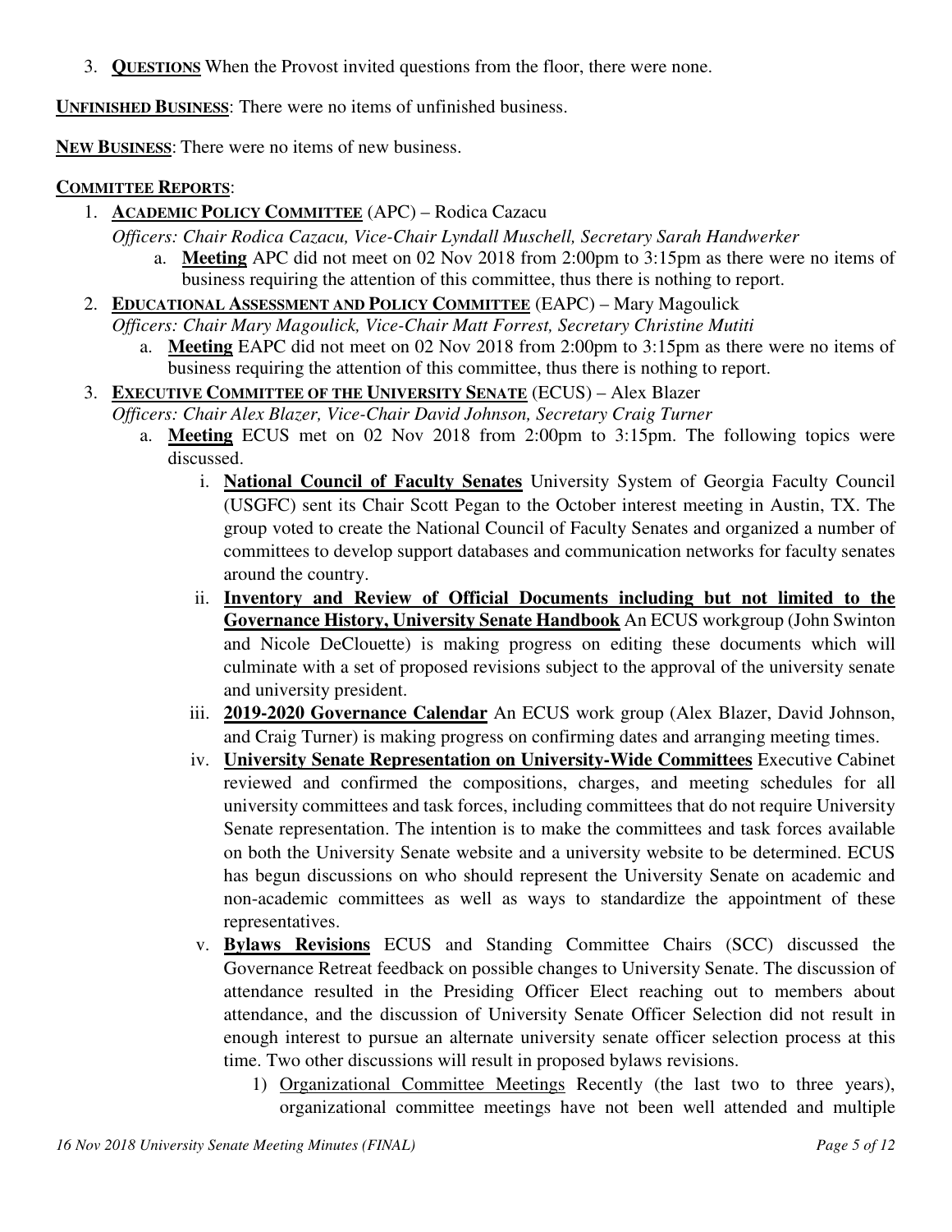3. **QUESTIONS** When the Provost invited questions from the floor, there were none.

**UNFINISHED BUSINESS**: There were no items of unfinished business.

**NEW BUSINESS**: There were no items of new business.

**COMMITTEE REPORTS**:

1. **ACADEMIC POLICY COMMITTEE** (APC) – Rodica Cazacu
   *Officers: Chair Rodica Cazacu, Vice-Chair Lyndall Muschell, Secretary Sarah Handwerker*
   a. **Meeting** APC did not meet on 02 Nov 2018 from 2:00pm to 3:15pm as there were no items of business requiring the attention of this committee, thus there is nothing to report.
2. **EDUCATIONAL ASSESSMENT AND POLICY COMMITTEE** (EAPC) – Mary Magoulick
   *Officers: Chair Mary Magoulick, Vice-Chair Matt Forrest, Secretary Christine Mutiti*
   a. **Meeting** EAPC did not meet on 02 Nov 2018 from 2:00pm to 3:15pm as there were no items of business requiring the attention of this committee, thus there is nothing to report.
3. **EXECUTIVE COMMITTEE OF THE UNIVERSITY SENATE** (ECUS) – Alex Blazer
   *Officers: Chair Alex Blazer, Vice-Chair David Johnson, Secretary Craig Turner*
   a. **Meeting** ECUS met on 02 Nov 2018 from 2:00pm to 3:15pm. The following topics were discussed.
      i. **National Council of Faculty Senates** University System of Georgia Faculty Council (USGFC) sent its Chair Scott Pegan to the October interest meeting in Austin, TX. The group voted to create the National Council of Faculty Senates and organized a number of committees to develop support databases and communication networks for faculty senates around the country.
      ii. **Inventory and Review of Official Documents including but not limited to the Governance History, University Senate Handbook** An ECUS workgroup (John Swinton and Nicole DeClouette) is making progress on editing these documents which will culminate with a set of proposed revisions subject to the approval of the university senate and university president.
      iii. **2019-2020 Governance Calendar** An ECUS work group (Alex Blazer, David Johnson, and Craig Turner) is making progress on confirming dates and arranging meeting times.
      iv. **University Senate Representation on University-Wide Committees** Executive Cabinet reviewed and confirmed the compositions, charges, and meeting schedules for all university committees and task forces, including committees that do not require University Senate representation. The intention is to make the committees and task forces available on both the University Senate website and a university website to be determined. ECUS has begun discussions on who should represent the University Senate on academic and non-academic committees as well as ways to standardize the appointment of these representatives.
      v. **Bylaws Revisions** ECUS and Standing Committee Chairs (SCC) discussed the Governance Retreat feedback on possible changes to University Senate. The discussion of attendance resulted in the Presiding Officer Elect reaching out to members about attendance, and the discussion of University Senate Officer Selection did not result in enough interest to pursue an alternate university senate officer selection process at this time. Two other discussions will result in proposed bylaws revisions.
         1) Organizational Committee Meetings Recently (the last two to three years), organizational committee meetings have not been well attended and multiple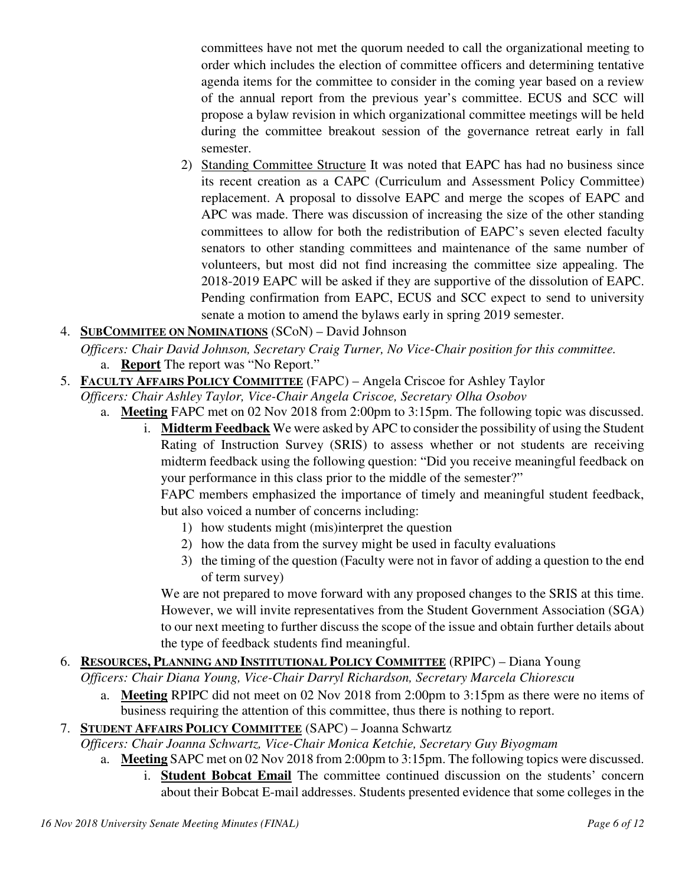committees have not met the quorum needed to call the organizational meeting to order which includes the election of committee officers and determining tentative agenda items for the committee to consider in the coming year based on a review of the annual report from the previous year's committee. ECUS and SCC will propose a bylaw revision in which organizational committee meetings will be held during the committee breakout session of the governance retreat early in fall semester.

2) Standing Committee Structure It was noted that EAPC has had no business since its recent creation as a CAPC (Curriculum and Assessment Policy Committee) replacement. A proposal to dissolve EAPC and merge the scopes of EAPC and APC was made. There was discussion of increasing the size of the other standing committees to allow for both the redistribution of EAPC's seven elected faculty senators to other standing committees and maintenance of the same number of volunteers, but most did not find increasing the committee size appealing. The 2018-2019 EAPC will be asked if they are supportive of the dissolution of EAPC. Pending confirmation from EAPC, ECUS and SCC expect to send to university senate a motion to amend the bylaws early in spring 2019 semester.

4. **SUBCOMMITEE ON NOMINATIONS** (SCoN) – David Johnson

   *Officers: Chair David Johnson, Secretary Craig Turner, No Vice-Chair position for this committee.*

   a. **Report** The report was "No Report."

5. **FACULTY AFFAIRS POLICY COMMITTEE** (FAPC) – Angela Criscoe for Ashley Taylor

   *Officers: Chair Ashley Taylor, Vice-Chair Angela Criscoe, Secretary Olha Osobov*

   a. **Meeting** FAPC met on 02 Nov 2018 from 2:00pm to 3:15pm. The following topic was discussed.

      i. **Midterm Feedback** We were asked by APC to consider the possibility of using the Student Rating of Instruction Survey (SRIS) to assess whether or not students are receiving midterm feedback using the following question: "Did you receive meaningful feedback on your performance in this class prior to the middle of the semester?"

      FAPC members emphasized the importance of timely and meaningful student feedback, but also voiced a number of concerns including:

      1) how students might (mis)interpret the question
      2) how the data from the survey might be used in faculty evaluations
      3) the timing of the question (Faculty were not in favor of adding a question to the end of term survey)

      We are not prepared to move forward with any proposed changes to the SRIS at this time. However, we will invite representatives from the Student Government Association (SGA) to our next meeting to further discuss the scope of the issue and obtain further details about the type of feedback students find meaningful.

6. **RESOURCES, PLANNING AND INSTITUTIONAL POLICY COMMITTEE** (RPIPC) – Diana Young

   *Officers: Chair Diana Young, Vice-Chair Darryl Richardson, Secretary Marcela Chiorescu*

   a. **Meeting** RPIPC did not meet on 02 Nov 2018 from 2:00pm to 3:15pm as there were no items of business requiring the attention of this committee, thus there is nothing to report.

7. **STUDENT AFFAIRS POLICY COMMITTEE** (SAPC) – Joanna Schwartz

   *Officers: Chair Joanna Schwartz, Vice-Chair Monica Ketchie, Secretary Guy Biyogmam*

   a. **Meeting** SAPC met on 02 Nov 2018 from 2:00pm to 3:15pm. The following topics were discussed.

      i. **Student Bobcat Email** The committee continued discussion on the students' concern about their Bobcat E-mail addresses. Students presented evidence that some colleges in the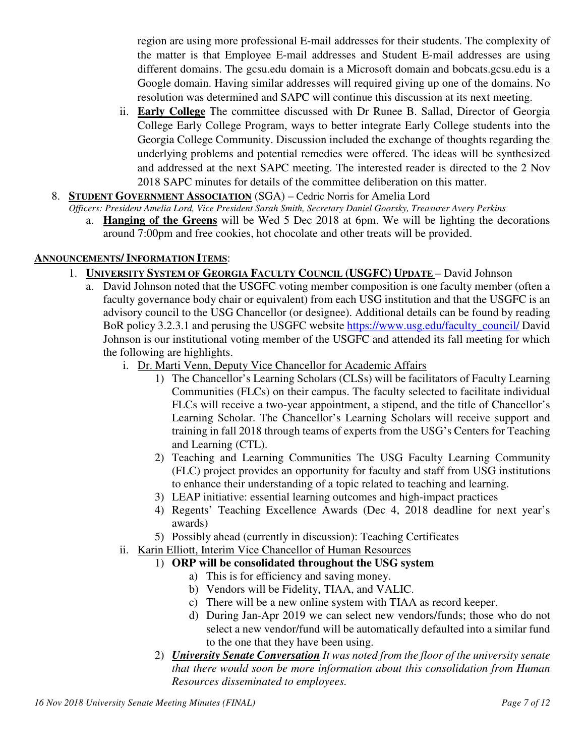region are using more professional E-mail addresses for their students. The complexity of the matter is that Employee E-mail addresses and Student E-mail addresses are using different domains. The gcsu.edu domain is a Microsoft domain and bobcats.gcsu.edu is a Google domain. Having similar addresses will required giving up one of the domains. No resolution was determined and SAPC will continue this discussion at its next meeting.

   ii. **Early College** The committee discussed with Dr Runee B. Sallad, Director of Georgia College Early College Program, ways to better integrate Early College students into the Georgia College Community. Discussion included the exchange of thoughts regarding the underlying problems and potential remedies were offered. The ideas will be synthesized and addressed at the next SAPC meeting. The interested reader is directed to the 2 Nov 2018 SAPC minutes for details of the committee deliberation on this matter.

8. **STUDENT GOVERNMENT ASSOCIATION** (SGA) – Cedric Norris for Amelia Lord
   *Officers: President Amelia Lord, Vice President Sarah Smith, Secretary Daniel Goorsky, Treasurer Avery Perkins*
   a. **Hanging of the Greens** will be Wed 5 Dec 2018 at 6pm. We will be lighting the decorations around 7:00pm and free cookies, hot chocolate and other treats will be provided.

**ANNOUNCEMENTS/ INFORMATION ITEMS**:

1. **UNIVERSITY SYSTEM OF GEORGIA FACULTY COUNCIL (USGFC) UPDATE** – David Johnson
   a. David Johnson noted that the USGFC voting member composition is one faculty member (often a faculty governance body chair or equivalent) from each USG institution and that the USGFC is an advisory council to the USG Chancellor (or designee). Additional details can be found by reading BoR policy 3.2.3.1 and perusing the USGFC website https://www.usg.edu/faculty_council/ David Johnson is our institutional voting member of the USGFC and attended its fall meeting for which the following are highlights.
      i. Dr. Marti Venn, Deputy Vice Chancellor for Academic Affairs
         1) The Chancellor's Learning Scholars (CLSs) will be facilitators of Faculty Learning Communities (FLCs) on their campus. The faculty selected to facilitate individual FLCs will receive a two-year appointment, a stipend, and the title of Chancellor's Learning Scholar. The Chancellor's Learning Scholars will receive support and training in fall 2018 through teams of experts from the USG's Centers for Teaching and Learning (CTL).
         2) Teaching and Learning Communities The USG Faculty Learning Community (FLC) project provides an opportunity for faculty and staff from USG institutions to enhance their understanding of a topic related to teaching and learning.
         3) LEAP initiative: essential learning outcomes and high-impact practices
         4) Regents' Teaching Excellence Awards (Dec 4, 2018 deadline for next year's awards)
         5) Possibly ahead (currently in discussion): Teaching Certificates
      ii. Karin Elliott, Interim Vice Chancellor of Human Resources
         1) **ORP will be consolidated throughout the USG system**
            a) This is for efficiency and saving money.
            b) Vendors will be Fidelity, TIAA, and VALIC.
            c) There will be a new online system with TIAA as record keeper.
            d) During Jan-Apr 2019 we can select new vendors/funds; those who do not select a new vendor/fund will be automatically defaulted into a similar fund to the one that they have been using.
         2) ***University Senate Conversation*** *It was noted from the floor of the university senate that there would soon be more information about this consolidation from Human Resources disseminated to employees.*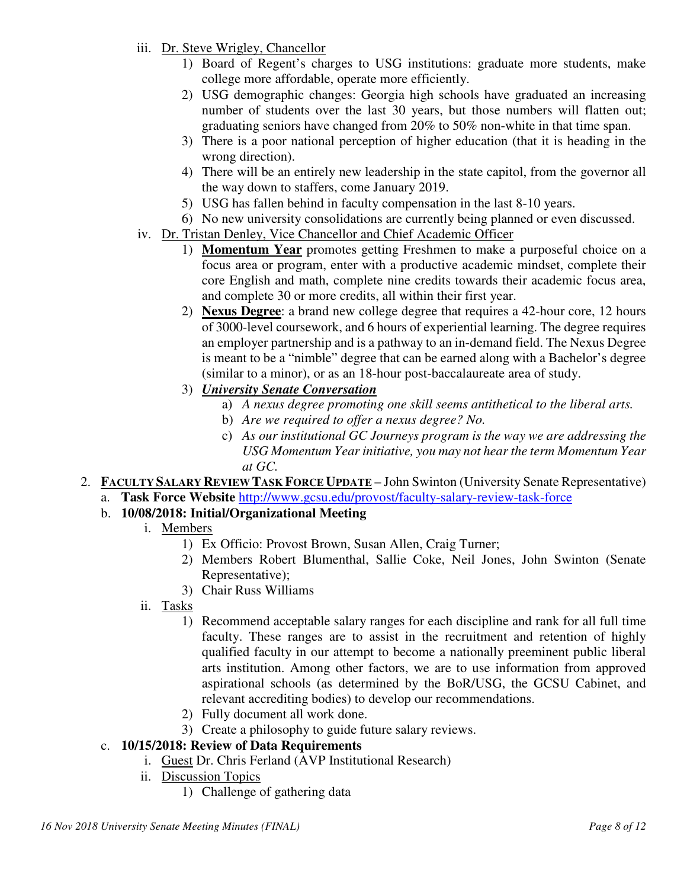iii. Dr. Steve Wrigley, Chancellor
   1) Board of Regent's charges to USG institutions: graduate more students, make college more affordable, operate more efficiently.
   2) USG demographic changes: Georgia high schools have graduated an increasing number of students over the last 30 years, but those numbers will flatten out; graduating seniors have changed from 20% to 50% non-white in that time span.
   3) There is a poor national perception of higher education (that it is heading in the wrong direction).
   4) There will be an entirely new leadership in the state capitol, from the governor all the way down to staffers, come January 2019.
   5) USG has fallen behind in faculty compensation in the last 8-10 years.
   6) No new university consolidations are currently being planned or even discussed.

iv. Dr. Tristan Denley, Vice Chancellor and Chief Academic Officer
   1) **Momentum Year** promotes getting Freshmen to make a purposeful choice on a focus area or program, enter with a productive academic mindset, complete their core English and math, complete nine credits towards their academic focus area, and complete 30 or more credits, all within their first year.
   2) **Nexus Degree**: a brand new college degree that requires a 42-hour core, 12 hours of 3000-level coursework, and 6 hours of experiential learning. The degree requires an employer partnership and is a pathway to an in-demand field. The Nexus Degree is meant to be a "nimble" degree that can be earned along with a Bachelor's degree (similar to a minor), or as an 18-hour post-baccalaureate area of study.
   3) ***University Senate Conversation***
      a) *A nexus degree promoting one skill seems antithetical to the liberal arts.*
      b) *Are we required to offer a nexus degree? No.*
      c) *As our institutional GC Journeys program is the way we are addressing the USG Momentum Year initiative, you may not hear the term Momentum Year at GC.*

2. **FACULTY SALARY REVIEW TASK FORCE UPDATE** – John Swinton (University Senate Representative)
   a. **Task Force Website** http://www.gcsu.edu/provost/faculty-salary-review-task-force
   b. **10/08/2018: Initial/Organizational Meeting**
      i. Members
         1) Ex Officio: Provost Brown, Susan Allen, Craig Turner;
         2) Members Robert Blumenthal, Sallie Coke, Neil Jones, John Swinton (Senate Representative);
         3) Chair Russ Williams
      ii. Tasks
         1) Recommend acceptable salary ranges for each discipline and rank for all full time faculty. These ranges are to assist in the recruitment and retention of highly qualified faculty in our attempt to become a nationally preeminent public liberal arts institution. Among other factors, we are to use information from approved aspirational schools (as determined by the BoR/USG, the GCSU Cabinet, and relevant accrediting bodies) to develop our recommendations.
         2) Fully document all work done.
         3) Create a philosophy to guide future salary reviews.
   c. **10/15/2018: Review of Data Requirements**
      i. Guest Dr. Chris Ferland (AVP Institutional Research)
      ii. Discussion Topics
         1) Challenge of gathering data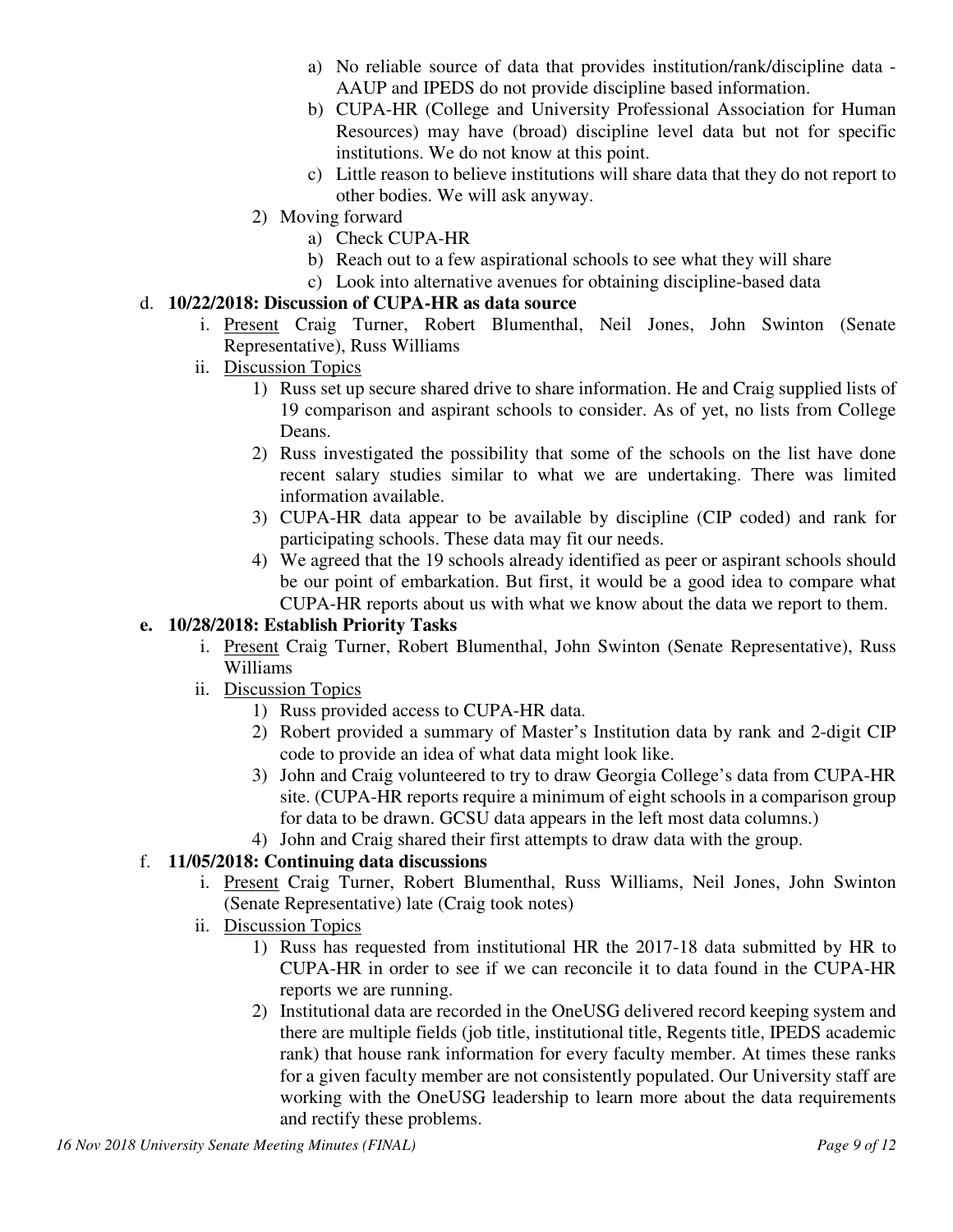a) No reliable source of data that provides institution/rank/discipline data - AAUP and IPEDS do not provide discipline based information.
b) CUPA-HR (College and University Professional Association for Human Resources) may have (broad) discipline level data but not for specific institutions. We do not know at this point.
c) Little reason to believe institutions will share data that they do not report to other bodies. We will ask anyway.

2) Moving forward
a) Check CUPA-HR
b) Reach out to a few aspirational schools to see what they will share
c) Look into alternative avenues for obtaining discipline-based data

d. **10/22/2018: Discussion of CUPA-HR as data source**

i. Present Craig Turner, Robert Blumenthal, Neil Jones, John Swinton (Senate Representative), Russ Williams

ii. Discussion Topics
1) Russ set up secure shared drive to share information. He and Craig supplied lists of 19 comparison and aspirant schools to consider. As of yet, no lists from College Deans.
2) Russ investigated the possibility that some of the schools on the list have done recent salary studies similar to what we are undertaking. There was limited information available.
3) CUPA-HR data appear to be available by discipline (CIP coded) and rank for participating schools. These data may fit our needs.
4) We agreed that the 19 schools already identified as peer or aspirant schools should be our point of embarkation. But first, it would be a good idea to compare what CUPA-HR reports about us with what we know about the data we report to them.

**e. 10/28/2018: Establish Priority Tasks**

i. Present Craig Turner, Robert Blumenthal, John Swinton (Senate Representative), Russ Williams

ii. Discussion Topics
1) Russ provided access to CUPA-HR data.
2) Robert provided a summary of Master's Institution data by rank and 2-digit CIP code to provide an idea of what data might look like.
3) John and Craig volunteered to try to draw Georgia College's data from CUPA-HR site. (CUPA-HR reports require a minimum of eight schools in a comparison group for data to be drawn. GCSU data appears in the left most data columns.)
4) John and Craig shared their first attempts to draw data with the group.

f. **11/05/2018: Continuing data discussions**

i. Present Craig Turner, Robert Blumenthal, Russ Williams, Neil Jones, John Swinton (Senate Representative) late (Craig took notes)

ii. Discussion Topics
1) Russ has requested from institutional HR the 2017-18 data submitted by HR to CUPA-HR in order to see if we can reconcile it to data found in the CUPA-HR reports we are running.
2) Institutional data are recorded in the OneUSG delivered record keeping system and there are multiple fields (job title, institutional title, Regents title, IPEDS academic rank) that house rank information for every faculty member. At times these ranks for a given faculty member are not consistently populated. Our University staff are working with the OneUSG leadership to learn more about the data requirements and rectify these problems.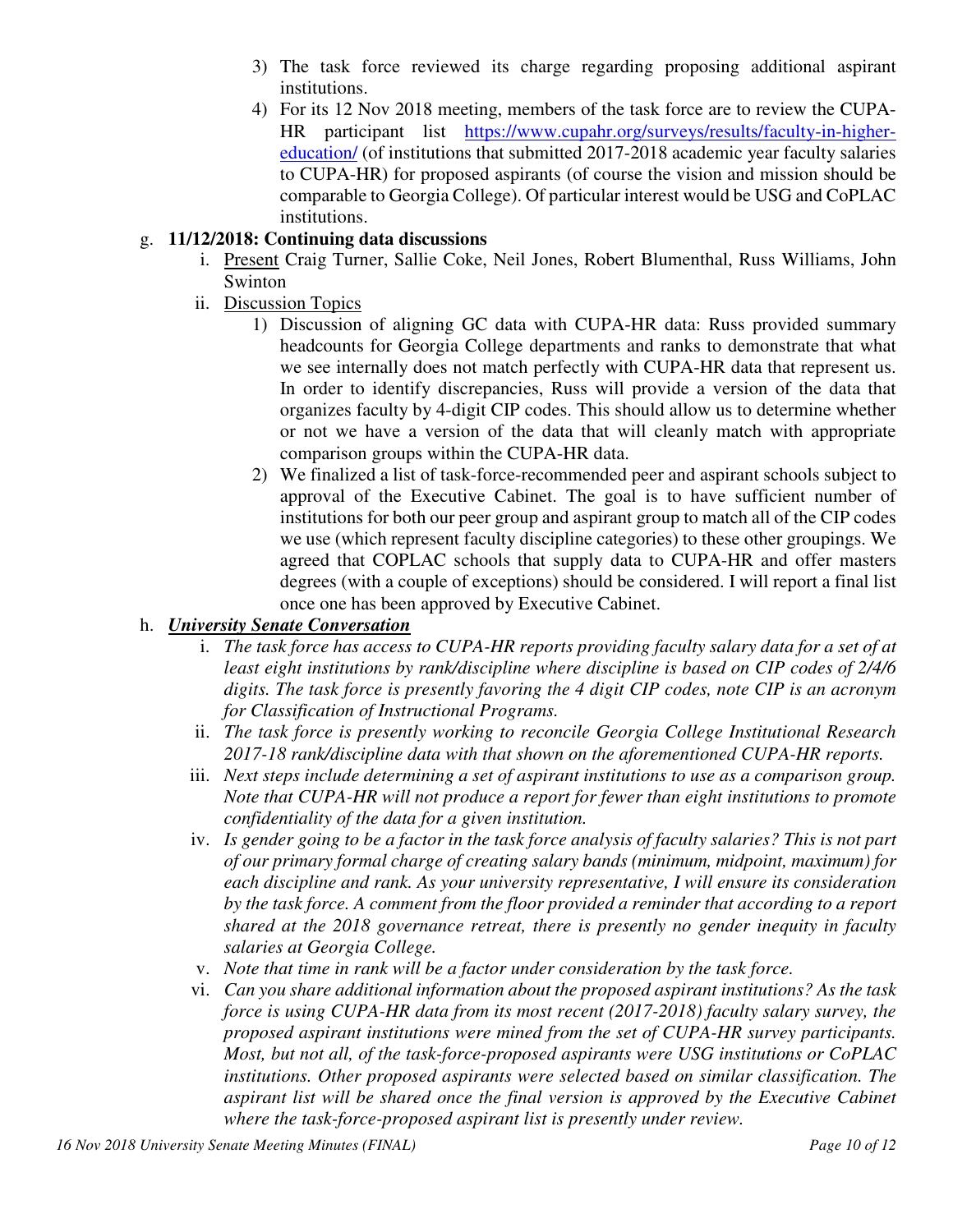3) The task force reviewed its charge regarding proposing additional aspirant institutions.
4) For its 12 Nov 2018 meeting, members of the task force are to review the CUPA-HR participant list [https://www.cupahr.org/surveys/results/faculty-in-higher-education/](https://www.cupahr.org/surveys/results/faculty-in-higher-education/) (of institutions that submitted 2017-2018 academic year faculty salaries to CUPA-HR) for proposed aspirants (of course the vision and mission should be comparable to Georgia College). Of particular interest would be USG and CoPLAC institutions.

g. **11/12/2018: Continuing data discussions**

   i. Present Craig Turner, Sallie Coke, Neil Jones, Robert Blumenthal, Russ Williams, John Swinton

   ii. Discussion Topics

   1) Discussion of aligning GC data with CUPA-HR data: Russ provided summary headcounts for Georgia College departments and ranks to demonstrate that what we see internally does not match perfectly with CUPA-HR data that represent us. In order to identify discrepancies, Russ will provide a version of the data that organizes faculty by 4-digit CIP codes. This should allow us to determine whether or not we have a version of the data that will cleanly match with appropriate comparison groups within the CUPA-HR data.
   2) We finalized a list of task-force-recommended peer and aspirant schools subject to approval of the Executive Cabinet. The goal is to have sufficient number of institutions for both our peer group and aspirant group to match all of the CIP codes we use (which represent faculty discipline categories) to these other groupings. We agreed that COPLAC schools that supply data to CUPA-HR and offer masters degrees (with a couple of exceptions) should be considered. I will report a final list once one has been approved by Executive Cabinet.

h. ***University Senate Conversation***

   i. *The task force has access to CUPA-HR reports providing faculty salary data for a set of at least eight institutions by rank/discipline where discipline is based on CIP codes of 2/4/6 digits. The task force is presently favoring the 4 digit CIP codes, note CIP is an acronym for Classification of Instructional Programs.*

   ii. *The task force is presently working to reconcile Georgia College Institutional Research 2017-18 rank/discipline data with that shown on the aforementioned CUPA-HR reports.*

   iii. *Next steps include determining a set of aspirant institutions to use as a comparison group. Note that CUPA-HR will not produce a report for fewer than eight institutions to promote confidentiality of the data for a given institution.*

   iv. *Is gender going to be a factor in the task force analysis of faculty salaries? This is not part of our primary formal charge of creating salary bands (minimum, midpoint, maximum) for each discipline and rank. As your university representative, I will ensure its consideration by the task force. A comment from the floor provided a reminder that according to a report shared at the 2018 governance retreat, there is presently no gender inequity in faculty salaries at Georgia College.*

   v. *Note that time in rank will be a factor under consideration by the task force.*

   vi. *Can you share additional information about the proposed aspirant institutions? As the task force is using CUPA-HR data from its most recent (2017-2018) faculty salary survey, the proposed aspirant institutions were mined from the set of CUPA-HR survey participants. Most, but not all, of the task-force-proposed aspirants were USG institutions or CoPLAC institutions. Other proposed aspirants were selected based on similar classification. The aspirant list will be shared once the final version is approved by the Executive Cabinet where the task-force-proposed aspirant list is presently under review.*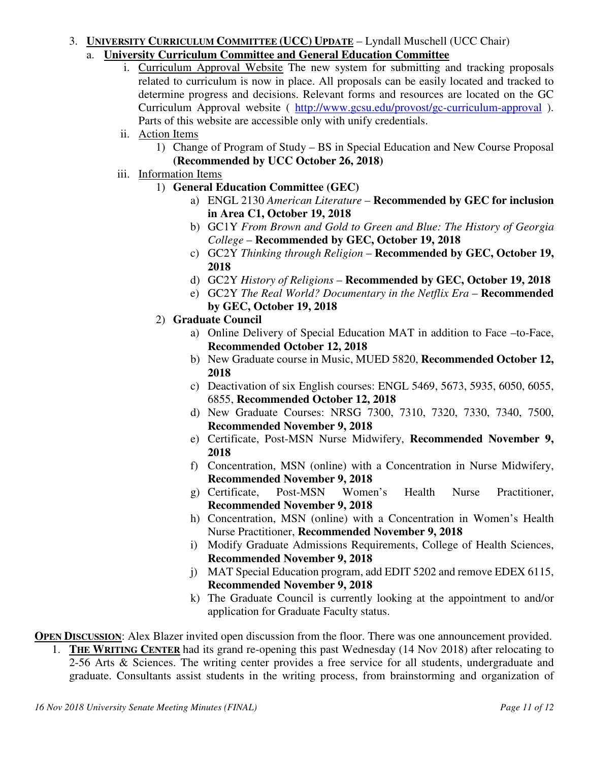3. **UNIVERSITY CURRICULUM COMMITTEE (UCC) UPDATE** – Lyndall Muschell (UCC Chair)
   a. **University Curriculum Committee and General Education Committee**
      i. Curriculum Approval Website The new system for submitting and tracking proposals related to curriculum is now in place. All proposals can be easily located and tracked to determine progress and decisions. Relevant forms and resources are located on the GC Curriculum Approval website ( http://www.gcsu.edu/provost/gc-curriculum-approval ). Parts of this website are accessible only with unify credentials.
      ii. Action Items
         1) Change of Program of Study – BS in Special Education and New Course Proposal **(Recommended by UCC October 26, 2018)**
      iii. Information Items
         1) **General Education Committee (GEC)**
            a) ENGL 2130 *American Literature* – **Recommended by GEC for inclusion in Area C1, October 19, 2018**
            b) GC1Y *From Brown and Gold to Green and Blue: The History of Georgia College* – **Recommended by GEC, October 19, 2018**
            c) GC2Y *Thinking through Religion* – **Recommended by GEC, October 19, 2018**
            d) GC2Y *History of Religions* – **Recommended by GEC, October 19, 2018**
            e) GC2Y *The Real World? Documentary in the Netflix Era* – **Recommended by GEC, October 19, 2018**
         2) **Graduate Council**
            a) Online Delivery of Special Education MAT in addition to Face –to-Face, **Recommended October 12, 2018**
            b) New Graduate course in Music, MUED 5820, **Recommended October 12, 2018**
            c) Deactivation of six English courses: ENGL 5469, 5673, 5935, 6050, 6055, 6855, **Recommended October 12, 2018**
            d) New Graduate Courses: NRSG 7300, 7310, 7320, 7330, 7340, 7500, **Recommended November 9, 2018**
            e) Certificate, Post-MSN Nurse Midwifery, **Recommended November 9, 2018**
            f) Concentration, MSN (online) with a Concentration in Nurse Midwifery, **Recommended November 9, 2018**
            g) Certificate, Post-MSN Women's Health Nurse Practitioner, **Recommended November 9, 2018**
            h) Concentration, MSN (online) with a Concentration in Women's Health Nurse Practitioner, **Recommended November 9, 2018**
            i) Modify Graduate Admissions Requirements, College of Health Sciences, **Recommended November 9, 2018**
            j) MAT Special Education program, add EDIT 5202 and remove EDEX 6115, **Recommended November 9, 2018**
            k) The Graduate Council is currently looking at the appointment to and/or application for Graduate Faculty status.

**OPEN DISCUSSION**: Alex Blazer invited open discussion from the floor. There was one announcement provided.

1. **THE WRITING CENTER** had its grand re-opening this past Wednesday (14 Nov 2018) after relocating to 2-56 Arts & Sciences. The writing center provides a free service for all students, undergraduate and graduate. Consultants assist students in the writing process, from brainstorming and organization of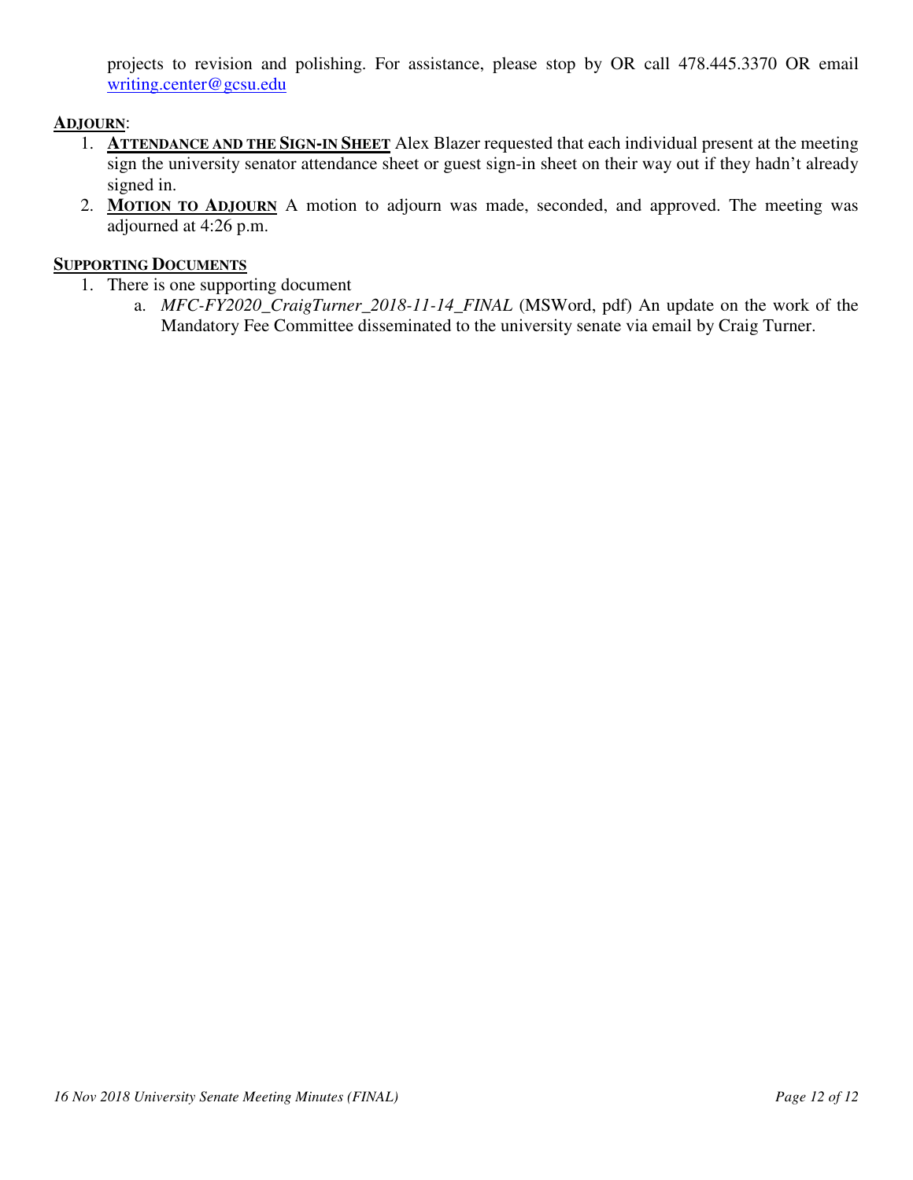projects to revision and polishing. For assistance, please stop by OR call 478.445.3370 OR email writing.center@gcsu.edu

**ADJOURN**:

1. **ATTENDANCE AND THE SIGN-IN SHEET** Alex Blazer requested that each individual present at the meeting sign the university senator attendance sheet or guest sign-in sheet on their way out if they hadn't already signed in.
2. **MOTION TO ADJOURN** A motion to adjourn was made, seconded, and approved. The meeting was adjourned at 4:26 p.m.

**SUPPORTING DOCUMENTS**

1. There is one supporting document
   a. *MFC-FY2020_CraigTurner_2018-11-14_FINAL* (MSWord, pdf) An update on the work of the Mandatory Fee Committee disseminated to the university senate via email by Craig Turner.